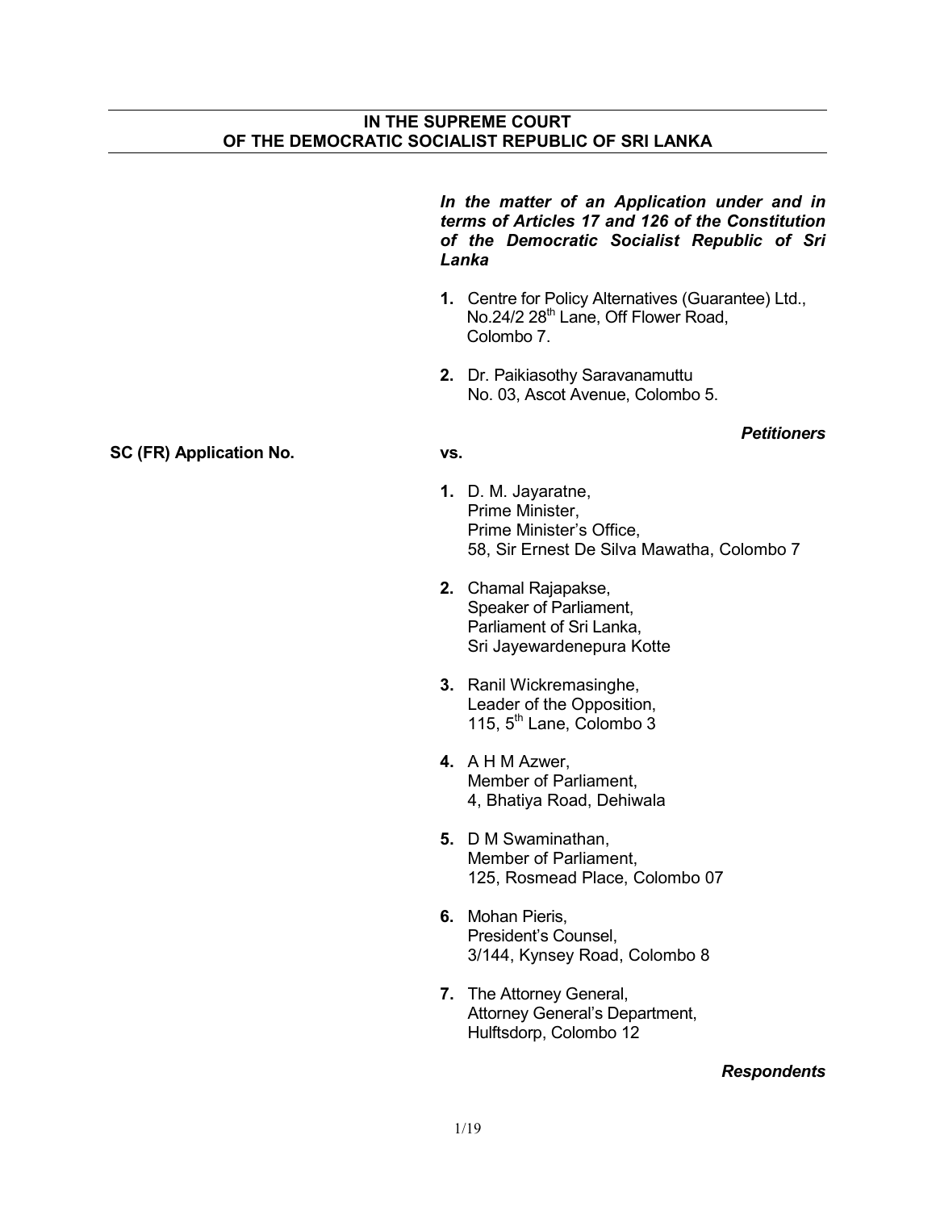**IN THE SUPREME COURT**
**OF THE DEMOCRATIC SOCIALIST REPUBLIC OF SRI LANKA**

***In the matter of an Application under and in terms of Articles 17 and 126 of the Constitution of the Democratic Socialist Republic of Sri Lanka***

1. Centre for Policy Alternatives (Guarantee) Ltd.,
   No.24/2 28th Lane, Off Flower Road,
   Colombo 7.

2. Dr. Paikiasothy Saravanamuttu
   No. 03, Ascot Avenue, Colombo 5.

***Petitioners***

**SC (FR) Application No.**

**vs.**

1. D. M. Jayaratne,
   Prime Minister,
   Prime Minister's Office,
   58, Sir Ernest De Silva Mawatha, Colombo 7

2. Chamal Rajapakse,
   Speaker of Parliament,
   Parliament of Sri Lanka,
   Sri Jayewardenepura Kotte

3. Ranil Wickremasinghe,
   Leader of the Opposition,
   115, 5th Lane, Colombo 3

4. A H M Azwer,
   Member of Parliament,
   4, Bhatiya Road, Dehiwala

5. D M Swaminathan,
   Member of Parliament,
   125, Rosmead Place, Colombo 07

6. Mohan Pieris,
   President's Counsel,
   3/144, Kynsey Road, Colombo 8

7. The Attorney General,
   Attorney General's Department,
   Hulftsdorp, Colombo 12

***Respondents***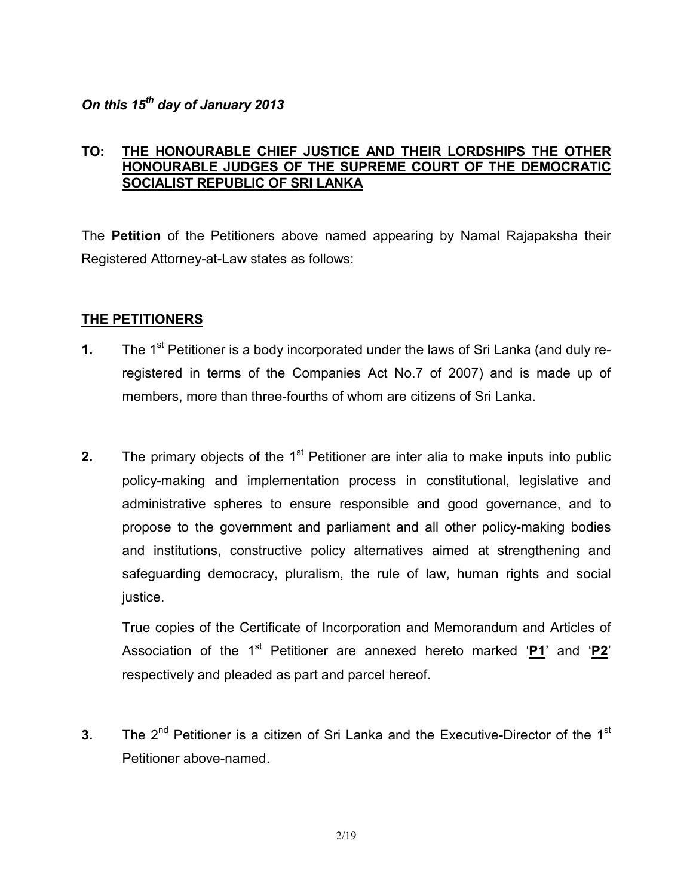***On this 15th day of January 2013***

**TO: THE HONOURABLE CHIEF JUSTICE AND THEIR LORDSHIPS THE OTHER HONOURABLE JUDGES OF THE SUPREME COURT OF THE DEMOCRATIC SOCIALIST REPUBLIC OF SRI LANKA**

The **Petition** of the Petitioners above named appearing by Namal Rajapaksha their Registered Attorney-at-Law states as follows:

## THE PETITIONERS

**1.** The 1st Petitioner is a body incorporated under the laws of Sri Lanka (and duly re-registered in terms of the Companies Act No.7 of 2007) and is made up of members, more than three-fourths of whom are citizens of Sri Lanka.

**2.** The primary objects of the 1st Petitioner are inter alia to make inputs into public policy-making and implementation process in constitutional, legislative and administrative spheres to ensure responsible and good governance, and to propose to the government and parliament and all other policy-making bodies and institutions, constructive policy alternatives aimed at strengthening and safeguarding democracy, pluralism, the rule of law, human rights and social justice.

True copies of the Certificate of Incorporation and Memorandum and Articles of Association of the 1st Petitioner are annexed hereto marked '**P1**' and '**P2**' respectively and pleaded as part and parcel hereof.

**3.** The 2nd Petitioner is a citizen of Sri Lanka and the Executive-Director of the 1st Petitioner above-named.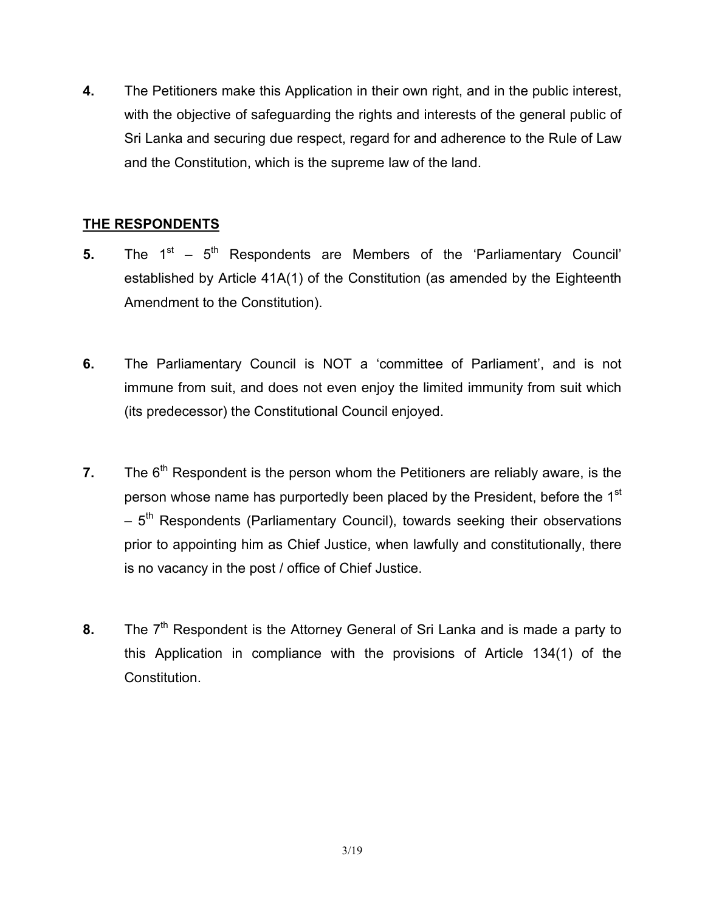**4.** The Petitioners make this Application in their own right, and in the public interest, with the objective of safeguarding the rights and interests of the general public of Sri Lanka and securing due respect, regard for and adherence to the Rule of Law and the Constitution, which is the supreme law of the land.

## THE RESPONDENTS

**5.** The 1st – 5th Respondents are Members of the 'Parliamentary Council' established by Article 41A(1) of the Constitution (as amended by the Eighteenth Amendment to the Constitution).

**6.** The Parliamentary Council is NOT a 'committee of Parliament', and is not immune from suit, and does not even enjoy the limited immunity from suit which (its predecessor) the Constitutional Council enjoyed.

**7.** The 6th Respondent is the person whom the Petitioners are reliably aware, is the person whose name has purportedly been placed by the President, before the 1st – 5th Respondents (Parliamentary Council), towards seeking their observations prior to appointing him as Chief Justice, when lawfully and constitutionally, there is no vacancy in the post / office of Chief Justice.

**8.** The 7th Respondent is the Attorney General of Sri Lanka and is made a party to this Application in compliance with the provisions of Article 134(1) of the Constitution.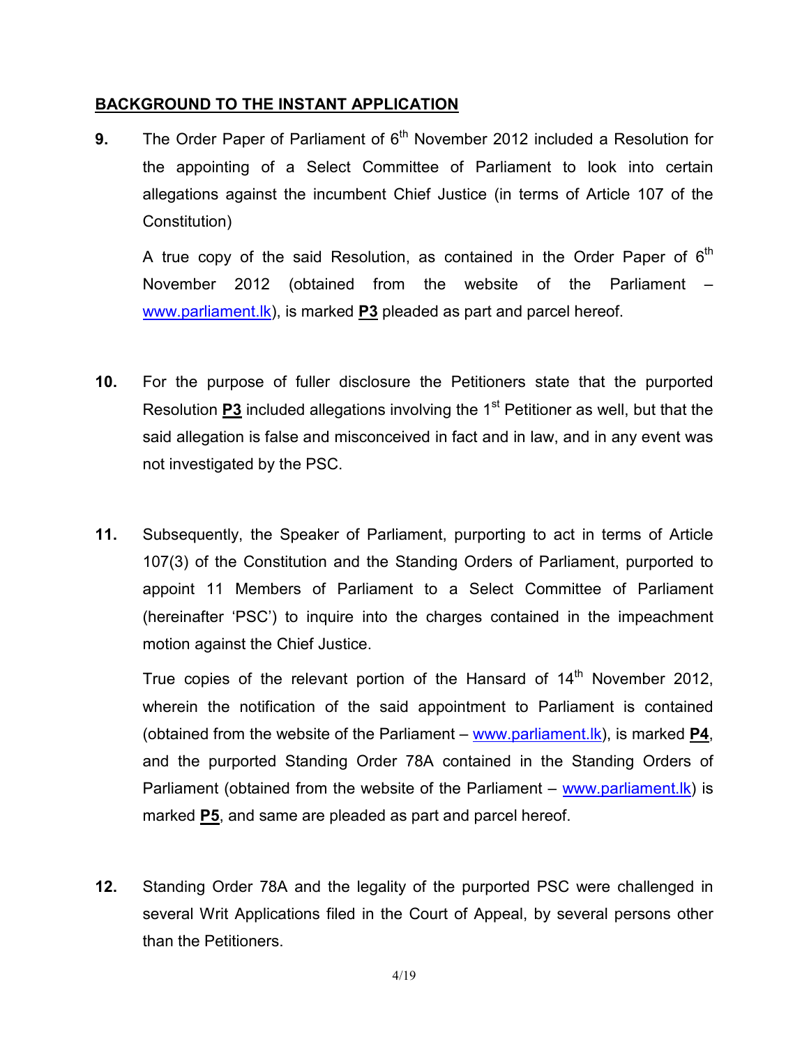## BACKGROUND TO THE INSTANT APPLICATION

**9.** The Order Paper of Parliament of 6th November 2012 included a Resolution for the appointing of a Select Committee of Parliament to look into certain allegations against the incumbent Chief Justice (in terms of Article 107 of the Constitution)

A true copy of the said Resolution, as contained in the Order Paper of 6th November 2012 (obtained from the website of the Parliament – www.parliament.lk), is marked **P3** pleaded as part and parcel hereof.

**10.** For the purpose of fuller disclosure the Petitioners state that the purported Resolution **P3** included allegations involving the 1st Petitioner as well, but that the said allegation is false and misconceived in fact and in law, and in any event was not investigated by the PSC.

**11.** Subsequently, the Speaker of Parliament, purporting to act in terms of Article 107(3) of the Constitution and the Standing Orders of Parliament, purported to appoint 11 Members of Parliament to a Select Committee of Parliament (hereinafter 'PSC') to inquire into the charges contained in the impeachment motion against the Chief Justice.

True copies of the relevant portion of the Hansard of 14th November 2012, wherein the notification of the said appointment to Parliament is contained (obtained from the website of the Parliament – www.parliament.lk), is marked **P4**, and the purported Standing Order 78A contained in the Standing Orders of Parliament (obtained from the website of the Parliament – www.parliament.lk) is marked **P5**, and same are pleaded as part and parcel hereof.

**12.** Standing Order 78A and the legality of the purported PSC were challenged in several Writ Applications filed in the Court of Appeal, by several persons other than the Petitioners.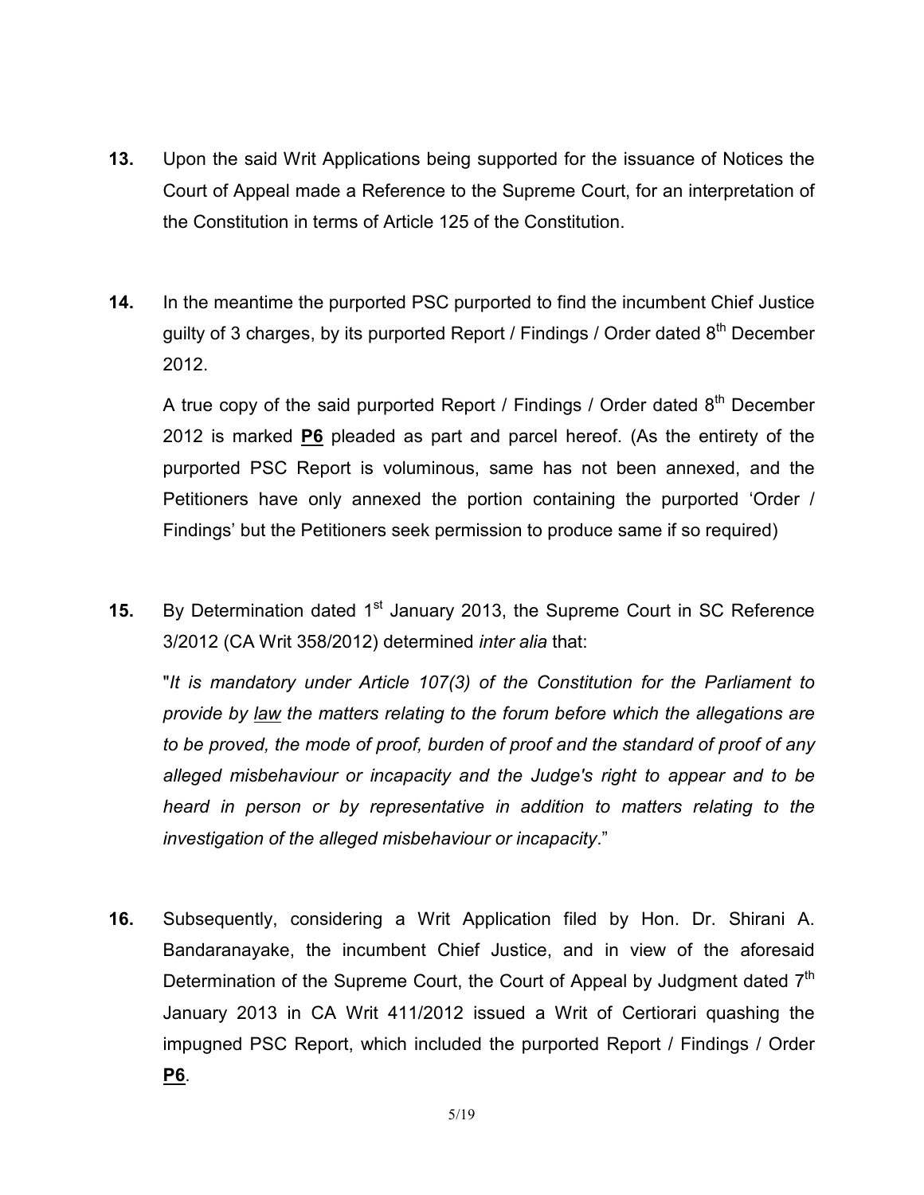**13.** Upon the said Writ Applications being supported for the issuance of Notices the Court of Appeal made a Reference to the Supreme Court, for an interpretation of the Constitution in terms of Article 125 of the Constitution.

**14.** In the meantime the purported PSC purported to find the incumbent Chief Justice guilty of 3 charges, by its purported Report / Findings / Order dated 8th December 2012.

A true copy of the said purported Report / Findings / Order dated 8th December 2012 is marked **P6** pleaded as part and parcel hereof. (As the entirety of the purported PSC Report is voluminous, same has not been annexed, and the Petitioners have only annexed the portion containing the purported 'Order / Findings' but the Petitioners seek permission to produce same if so required)

**15.** By Determination dated 1st January 2013, the Supreme Court in SC Reference 3/2012 (CA Writ 358/2012) determined *inter alia* that:

"*It is mandatory under Article 107(3) of the Constitution for the Parliament to provide by law the matters relating to the forum before which the allegations are to be proved, the mode of proof, burden of proof and the standard of proof of any alleged misbehaviour or incapacity and the Judge's right to appear and to be heard in person or by representative in addition to matters relating to the investigation of the alleged misbehaviour or incapacity*."

**16.** Subsequently, considering a Writ Application filed by Hon. Dr. Shirani A. Bandaranayake, the incumbent Chief Justice, and in view of the aforesaid Determination of the Supreme Court, the Court of Appeal by Judgment dated 7th January 2013 in CA Writ 411/2012 issued a Writ of Certiorari quashing the impugned PSC Report, which included the purported Report / Findings / Order **P6**.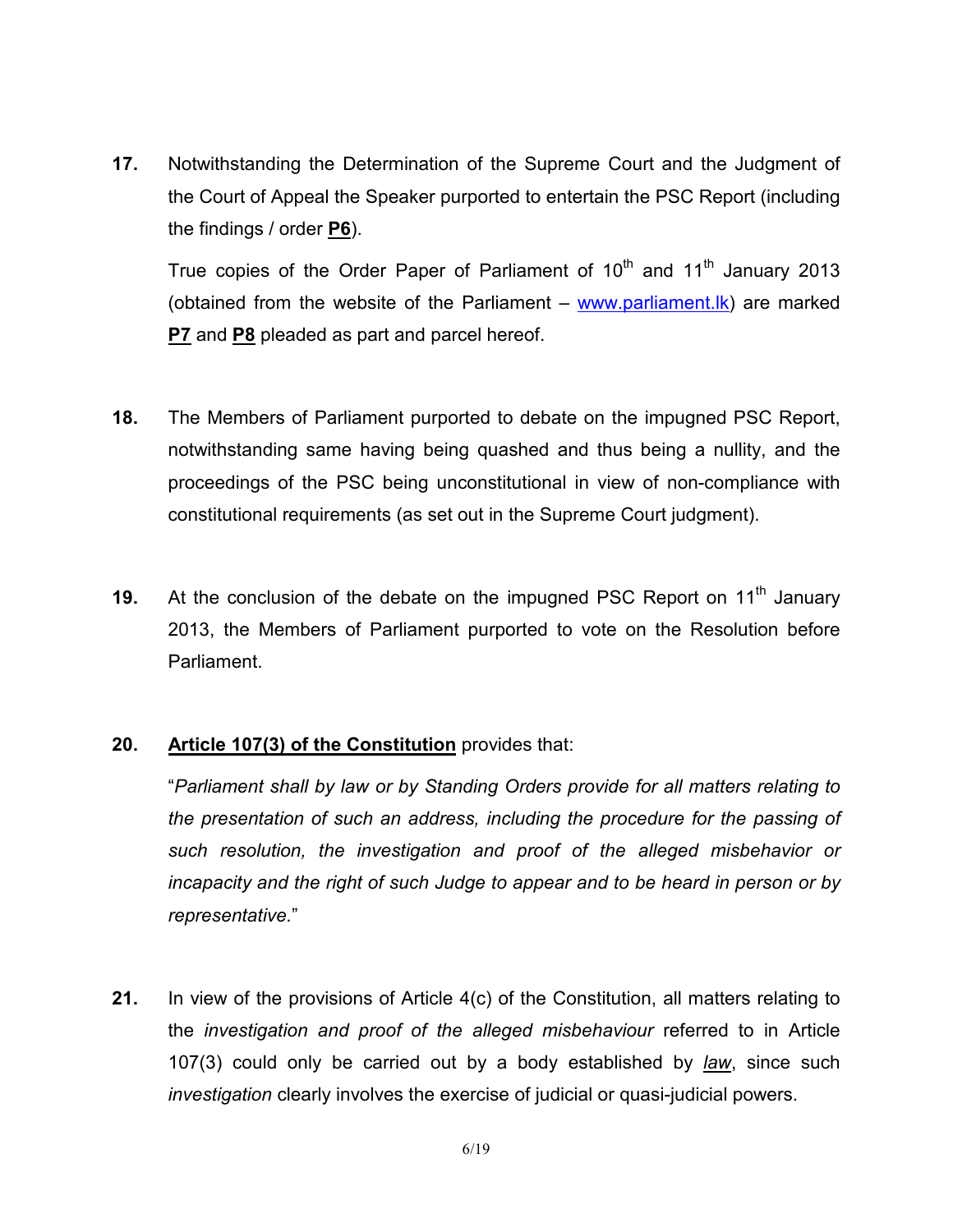**17.** Notwithstanding the Determination of the Supreme Court and the Judgment of the Court of Appeal the Speaker purported to entertain the PSC Report (including the findings / order **P6**).

True copies of the Order Paper of Parliament of 10th and 11th January 2013 (obtained from the website of the Parliament – www.parliament.lk) are marked **P7** and **P8** pleaded as part and parcel hereof.

**18.** The Members of Parliament purported to debate on the impugned PSC Report, notwithstanding same having being quashed and thus being a nullity, and the proceedings of the PSC being unconstitutional in view of non-compliance with constitutional requirements (as set out in the Supreme Court judgment).

**19.** At the conclusion of the debate on the impugned PSC Report on 11th January 2013, the Members of Parliament purported to vote on the Resolution before Parliament.

**20.** **Article 107(3) of the Constitution** provides that:

"*Parliament shall by law or by Standing Orders provide for all matters relating to the presentation of such an address, including the procedure for the passing of such resolution, the investigation and proof of the alleged misbehavior or incapacity and the right of such Judge to appear and to be heard in person or by representative.*"

**21.** In view of the provisions of Article 4(c) of the Constitution, all matters relating to the *investigation and proof of the alleged misbehaviour* referred to in Article 107(3) could only be carried out by a body established by *law*, since such *investigation* clearly involves the exercise of judicial or quasi-judicial powers.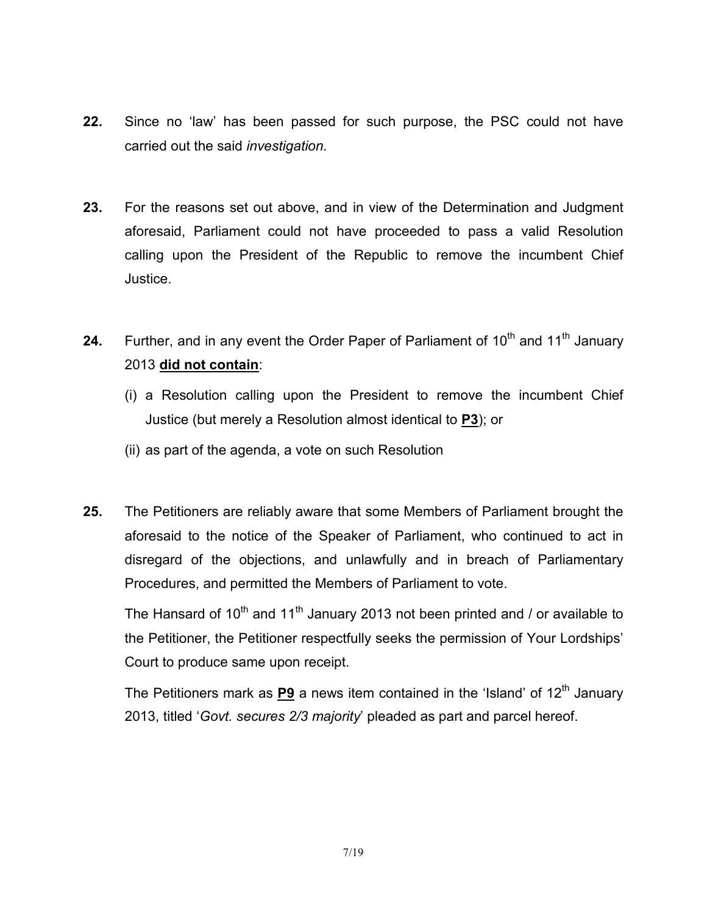**22.** Since no 'law' has been passed for such purpose, the PSC could not have carried out the said *investigation.*

**23.** For the reasons set out above, and in view of the Determination and Judgment aforesaid, Parliament could not have proceeded to pass a valid Resolution calling upon the President of the Republic to remove the incumbent Chief Justice.

**24.** Further, and in any event the Order Paper of Parliament of 10th and 11th January 2013 **did not contain**:

(i) a Resolution calling upon the President to remove the incumbent Chief Justice (but merely a Resolution almost identical to **P3**); or

(ii) as part of the agenda, a vote on such Resolution

**25.** The Petitioners are reliably aware that some Members of Parliament brought the aforesaid to the notice of the Speaker of Parliament, who continued to act in disregard of the objections, and unlawfully and in breach of Parliamentary Procedures, and permitted the Members of Parliament to vote.

The Hansard of 10th and 11th January 2013 not been printed and / or available to the Petitioner, the Petitioner respectfully seeks the permission of Your Lordships' Court to produce same upon receipt.

The Petitioners mark as **P9** a news item contained in the 'Island' of 12th January 2013, titled '*Govt. secures 2/3 majority*' pleaded as part and parcel hereof.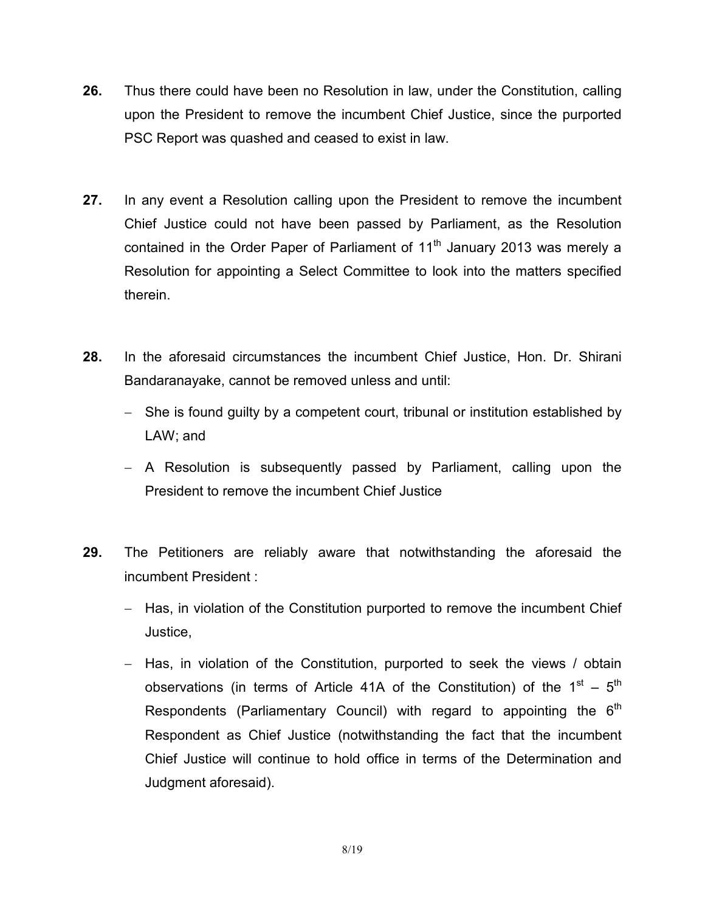**26.** Thus there could have been no Resolution in law, under the Constitution, calling upon the President to remove the incumbent Chief Justice, since the purported PSC Report was quashed and ceased to exist in law.

**27.** In any event a Resolution calling upon the President to remove the incumbent Chief Justice could not have been passed by Parliament, as the Resolution contained in the Order Paper of Parliament of 11th January 2013 was merely a Resolution for appointing a Select Committee to look into the matters specified therein.

**28.** In the aforesaid circumstances the incumbent Chief Justice, Hon. Dr. Shirani Bandaranayake, cannot be removed unless and until:

- She is found guilty by a competent court, tribunal or institution established by LAW; and
- A Resolution is subsequently passed by Parliament, calling upon the President to remove the incumbent Chief Justice

**29.** The Petitioners are reliably aware that notwithstanding the aforesaid the incumbent President :

- Has, in violation of the Constitution purported to remove the incumbent Chief Justice,
- Has, in violation of the Constitution, purported to seek the views / obtain observations (in terms of Article 41A of the Constitution) of the 1st – 5th Respondents (Parliamentary Council) with regard to appointing the 6th Respondent as Chief Justice (notwithstanding the fact that the incumbent Chief Justice will continue to hold office in terms of the Determination and Judgment aforesaid).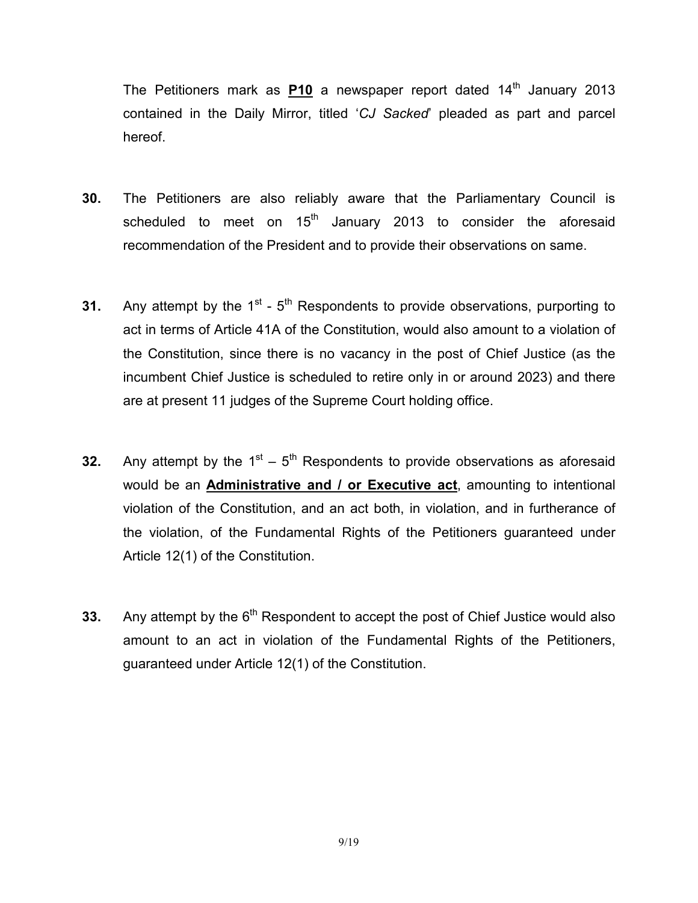The Petitioners mark as **P10** a newspaper report dated 14th January 2013 contained in the Daily Mirror, titled '*CJ Sacked*' pleaded as part and parcel hereof.

**30.** The Petitioners are also reliably aware that the Parliamentary Council is scheduled to meet on 15th January 2013 to consider the aforesaid recommendation of the President and to provide their observations on same.

**31.** Any attempt by the 1st - 5th Respondents to provide observations, purporting to act in terms of Article 41A of the Constitution, would also amount to a violation of the Constitution, since there is no vacancy in the post of Chief Justice (as the incumbent Chief Justice is scheduled to retire only in or around 2023) and there are at present 11 judges of the Supreme Court holding office.

**32.** Any attempt by the 1st – 5th Respondents to provide observations as aforesaid would be an **Administrative and / or Executive act**, amounting to intentional violation of the Constitution, and an act both, in violation, and in furtherance of the violation, of the Fundamental Rights of the Petitioners guaranteed under Article 12(1) of the Constitution.

**33.** Any attempt by the 6th Respondent to accept the post of Chief Justice would also amount to an act in violation of the Fundamental Rights of the Petitioners, guaranteed under Article 12(1) of the Constitution.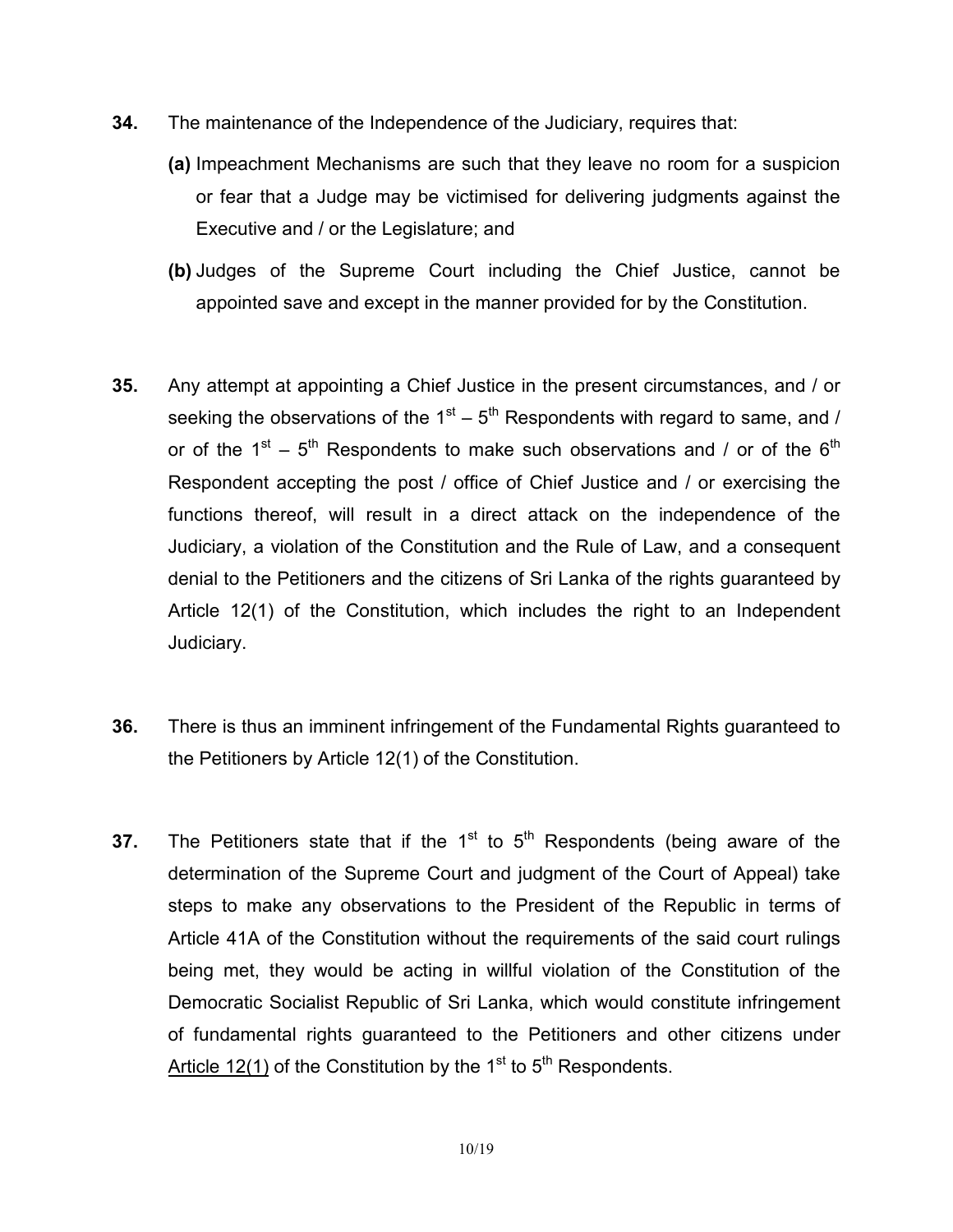**34.** The maintenance of the Independence of the Judiciary, requires that:

**(a)** Impeachment Mechanisms are such that they leave no room for a suspicion or fear that a Judge may be victimised for delivering judgments against the Executive and / or the Legislature; and

**(b)** Judges of the Supreme Court including the Chief Justice, cannot be appointed save and except in the manner provided for by the Constitution.

**35.** Any attempt at appointing a Chief Justice in the present circumstances, and / or seeking the observations of the 1st – 5th Respondents with regard to same, and / or of the 1st – 5th Respondents to make such observations and / or of the 6th Respondent accepting the post / office of Chief Justice and / or exercising the functions thereof, will result in a direct attack on the independence of the Judiciary, a violation of the Constitution and the Rule of Law, and a consequent denial to the Petitioners and the citizens of Sri Lanka of the rights guaranteed by Article 12(1) of the Constitution, which includes the right to an Independent Judiciary.

**36.** There is thus an imminent infringement of the Fundamental Rights guaranteed to the Petitioners by Article 12(1) of the Constitution.

**37.** The Petitioners state that if the 1st to 5th Respondents (being aware of the determination of the Supreme Court and judgment of the Court of Appeal) take steps to make any observations to the President of the Republic in terms of Article 41A of the Constitution without the requirements of the said court rulings being met, they would be acting in willful violation of the Constitution of the Democratic Socialist Republic of Sri Lanka, which would constitute infringement of fundamental rights guaranteed to the Petitioners and other citizens under Article 12(1) of the Constitution by the 1st to 5th Respondents.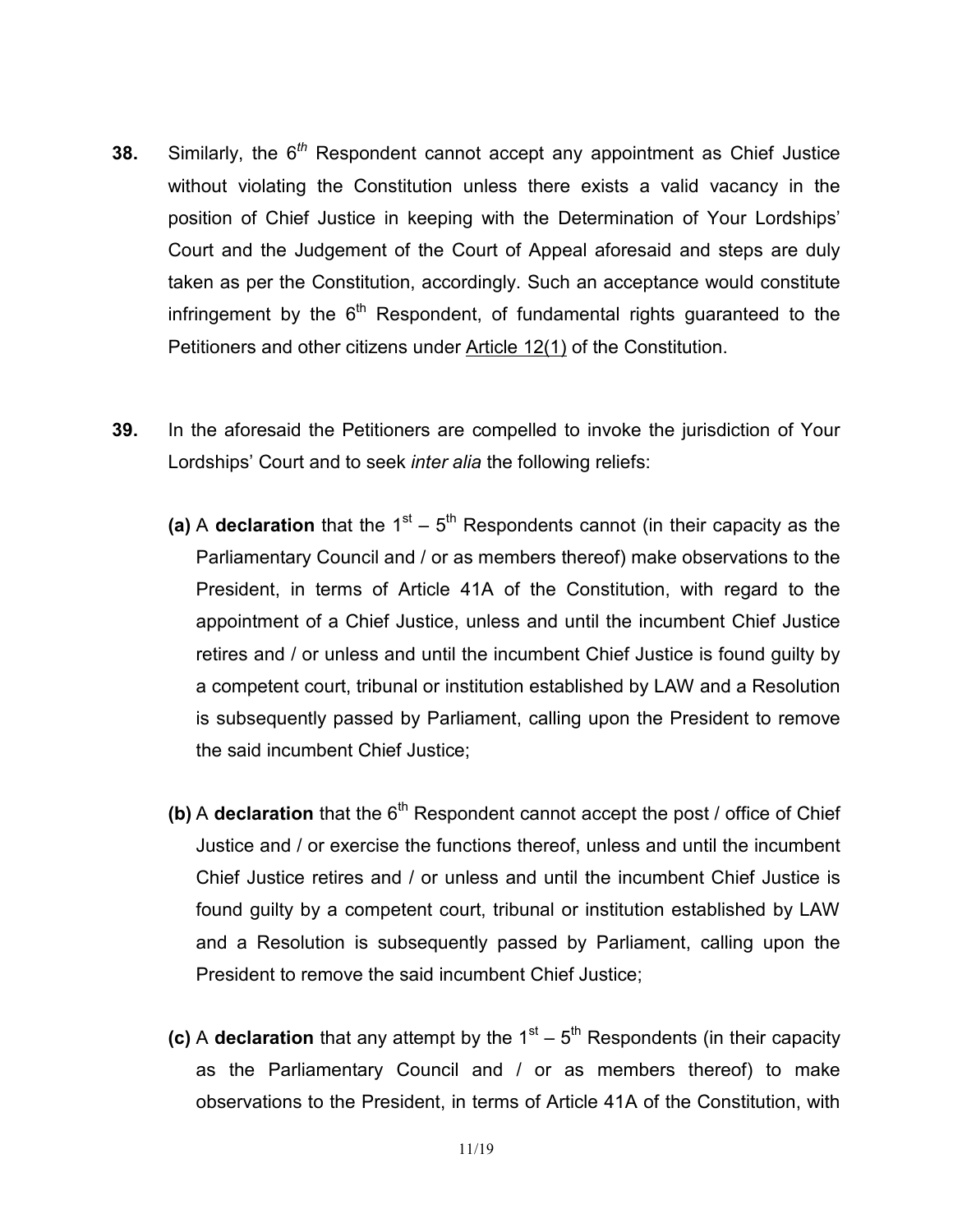**38.** Similarly, the 6*th* Respondent cannot accept any appointment as Chief Justice without violating the Constitution unless there exists a valid vacancy in the position of Chief Justice in keeping with the Determination of Your Lordships' Court and the Judgement of the Court of Appeal aforesaid and steps are duly taken as per the Constitution, accordingly. Such an acceptance would constitute infringement by the 6th Respondent, of fundamental rights guaranteed to the Petitioners and other citizens under Article 12(1) of the Constitution.

**39.** In the aforesaid the Petitioners are compelled to invoke the jurisdiction of Your Lordships' Court and to seek *inter alia* the following reliefs:

**(a)** A **declaration** that the 1st – 5th Respondents cannot (in their capacity as the Parliamentary Council and / or as members thereof) make observations to the President, in terms of Article 41A of the Constitution, with regard to the appointment of a Chief Justice, unless and until the incumbent Chief Justice retires and / or unless and until the incumbent Chief Justice is found guilty by a competent court, tribunal or institution established by LAW and a Resolution is subsequently passed by Parliament, calling upon the President to remove the said incumbent Chief Justice;

**(b)** A **declaration** that the 6th Respondent cannot accept the post / office of Chief Justice and / or exercise the functions thereof, unless and until the incumbent Chief Justice retires and / or unless and until the incumbent Chief Justice is found guilty by a competent court, tribunal or institution established by LAW and a Resolution is subsequently passed by Parliament, calling upon the President to remove the said incumbent Chief Justice;

**(c)** A **declaration** that any attempt by the 1st – 5th Respondents (in their capacity as the Parliamentary Council and / or as members thereof) to make observations to the President, in terms of Article 41A of the Constitution, with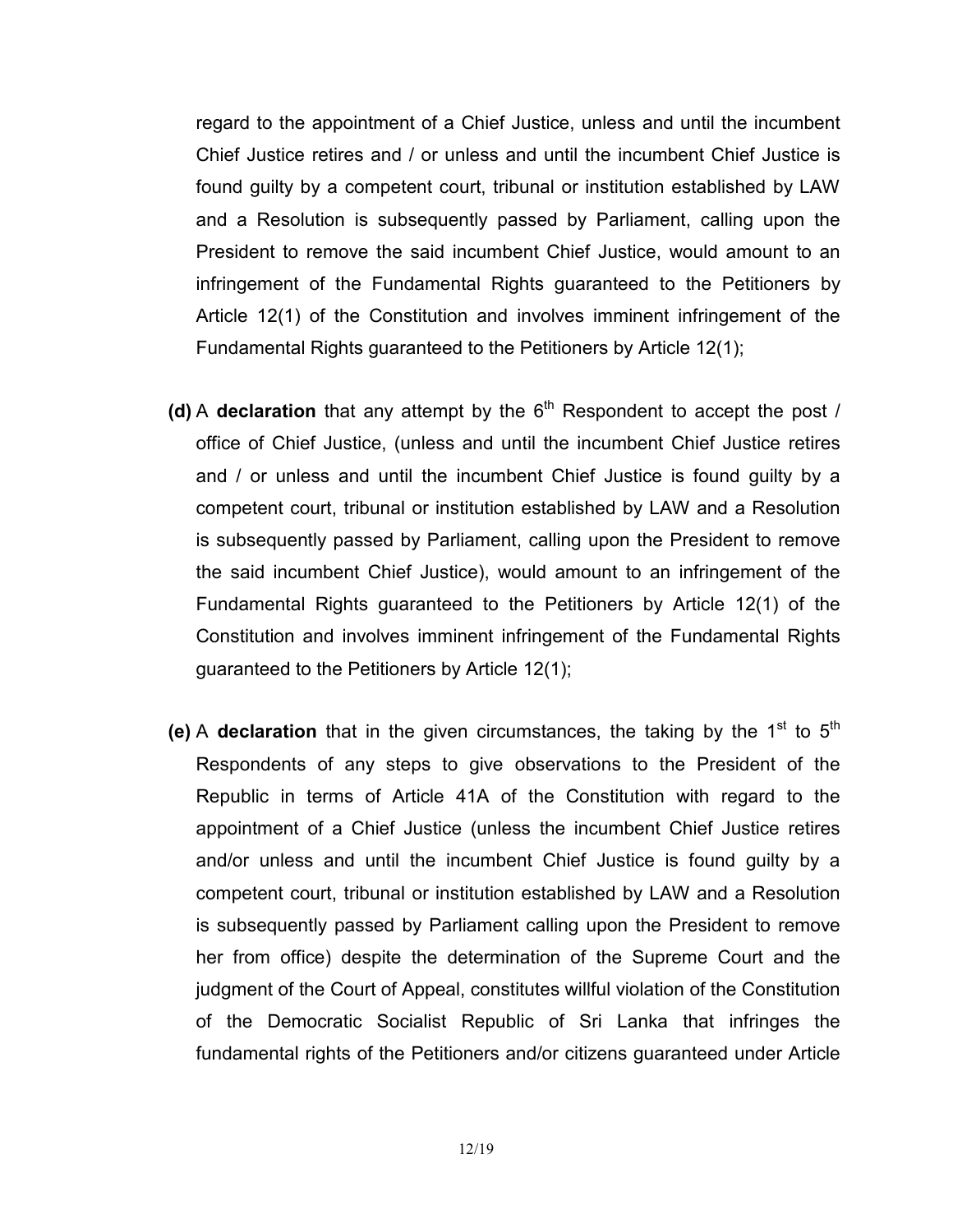regard to the appointment of a Chief Justice, unless and until the incumbent Chief Justice retires and / or unless and until the incumbent Chief Justice is found guilty by a competent court, tribunal or institution established by LAW and a Resolution is subsequently passed by Parliament, calling upon the President to remove the said incumbent Chief Justice, would amount to an infringement of the Fundamental Rights guaranteed to the Petitioners by Article 12(1) of the Constitution and involves imminent infringement of the Fundamental Rights guaranteed to the Petitioners by Article 12(1);

**(d)** A **declaration** that any attempt by the 6th Respondent to accept the post / office of Chief Justice, (unless and until the incumbent Chief Justice retires and / or unless and until the incumbent Chief Justice is found guilty by a competent court, tribunal or institution established by LAW and a Resolution is subsequently passed by Parliament, calling upon the President to remove the said incumbent Chief Justice), would amount to an infringement of the Fundamental Rights guaranteed to the Petitioners by Article 12(1) of the Constitution and involves imminent infringement of the Fundamental Rights guaranteed to the Petitioners by Article 12(1);

**(e)** A **declaration** that in the given circumstances, the taking by the 1st to 5th Respondents of any steps to give observations to the President of the Republic in terms of Article 41A of the Constitution with regard to the appointment of a Chief Justice (unless the incumbent Chief Justice retires and/or unless and until the incumbent Chief Justice is found guilty by a competent court, tribunal or institution established by LAW and a Resolution is subsequently passed by Parliament calling upon the President to remove her from office) despite the determination of the Supreme Court and the judgment of the Court of Appeal, constitutes willful violation of the Constitution of the Democratic Socialist Republic of Sri Lanka that infringes the fundamental rights of the Petitioners and/or citizens guaranteed under Article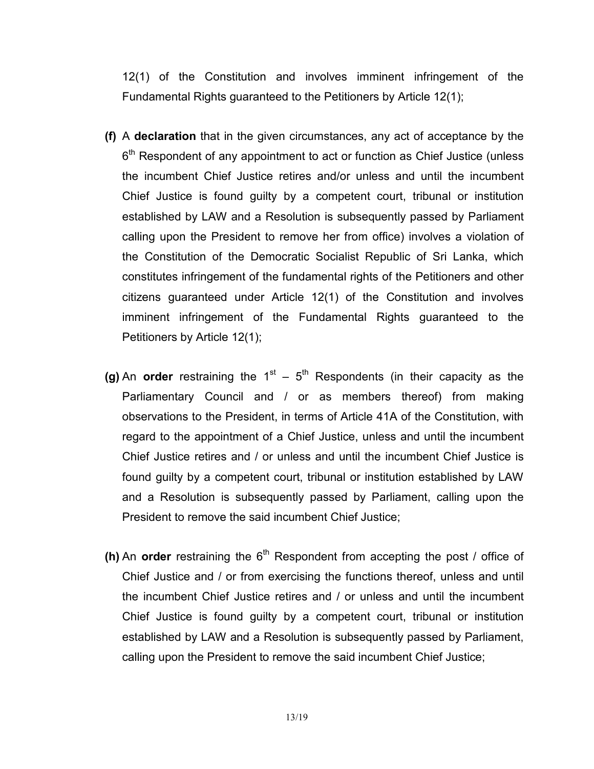12(1) of the Constitution and involves imminent infringement of the Fundamental Rights guaranteed to the Petitioners by Article 12(1);

**(f)** A **declaration** that in the given circumstances, any act of acceptance by the 6th Respondent of any appointment to act or function as Chief Justice (unless the incumbent Chief Justice retires and/or unless and until the incumbent Chief Justice is found guilty by a competent court, tribunal or institution established by LAW and a Resolution is subsequently passed by Parliament calling upon the President to remove her from office) involves a violation of the Constitution of the Democratic Socialist Republic of Sri Lanka, which constitutes infringement of the fundamental rights of the Petitioners and other citizens guaranteed under Article 12(1) of the Constitution and involves imminent infringement of the Fundamental Rights guaranteed to the Petitioners by Article 12(1);

**(g)** An **order** restraining the 1st – 5th Respondents (in their capacity as the Parliamentary Council and / or as members thereof) from making observations to the President, in terms of Article 41A of the Constitution, with regard to the appointment of a Chief Justice, unless and until the incumbent Chief Justice retires and / or unless and until the incumbent Chief Justice is found guilty by a competent court, tribunal or institution established by LAW and a Resolution is subsequently passed by Parliament, calling upon the President to remove the said incumbent Chief Justice;

**(h)** An **order** restraining the 6th Respondent from accepting the post / office of Chief Justice and / or from exercising the functions thereof, unless and until the incumbent Chief Justice retires and / or unless and until the incumbent Chief Justice is found guilty by a competent court, tribunal or institution established by LAW and a Resolution is subsequently passed by Parliament, calling upon the President to remove the said incumbent Chief Justice;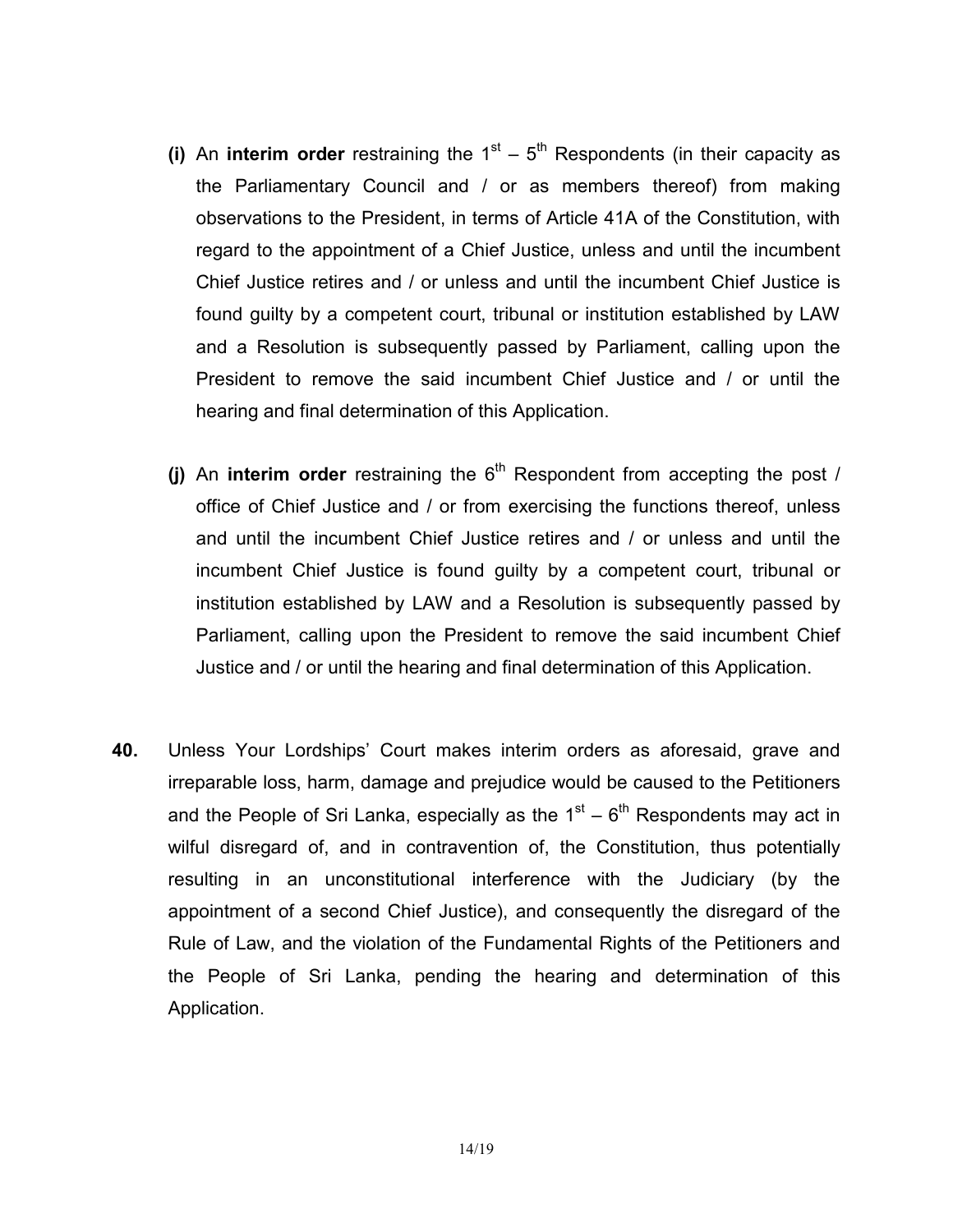**(i)** An **interim order** restraining the 1st – 5th Respondents (in their capacity as the Parliamentary Council and / or as members thereof) from making observations to the President, in terms of Article 41A of the Constitution, with regard to the appointment of a Chief Justice, unless and until the incumbent Chief Justice retires and / or unless and until the incumbent Chief Justice is found guilty by a competent court, tribunal or institution established by LAW and a Resolution is subsequently passed by Parliament, calling upon the President to remove the said incumbent Chief Justice and / or until the hearing and final determination of this Application.

**(j)** An **interim order** restraining the 6th Respondent from accepting the post / office of Chief Justice and / or from exercising the functions thereof, unless and until the incumbent Chief Justice retires and / or unless and until the incumbent Chief Justice is found guilty by a competent court, tribunal or institution established by LAW and a Resolution is subsequently passed by Parliament, calling upon the President to remove the said incumbent Chief Justice and / or until the hearing and final determination of this Application.

**40.** Unless Your Lordships' Court makes interim orders as aforesaid, grave and irreparable loss, harm, damage and prejudice would be caused to the Petitioners and the People of Sri Lanka, especially as the 1st – 6th Respondents may act in wilful disregard of, and in contravention of, the Constitution, thus potentially resulting in an unconstitutional interference with the Judiciary (by the appointment of a second Chief Justice), and consequently the disregard of the Rule of Law, and the violation of the Fundamental Rights of the Petitioners and the People of Sri Lanka, pending the hearing and determination of this Application.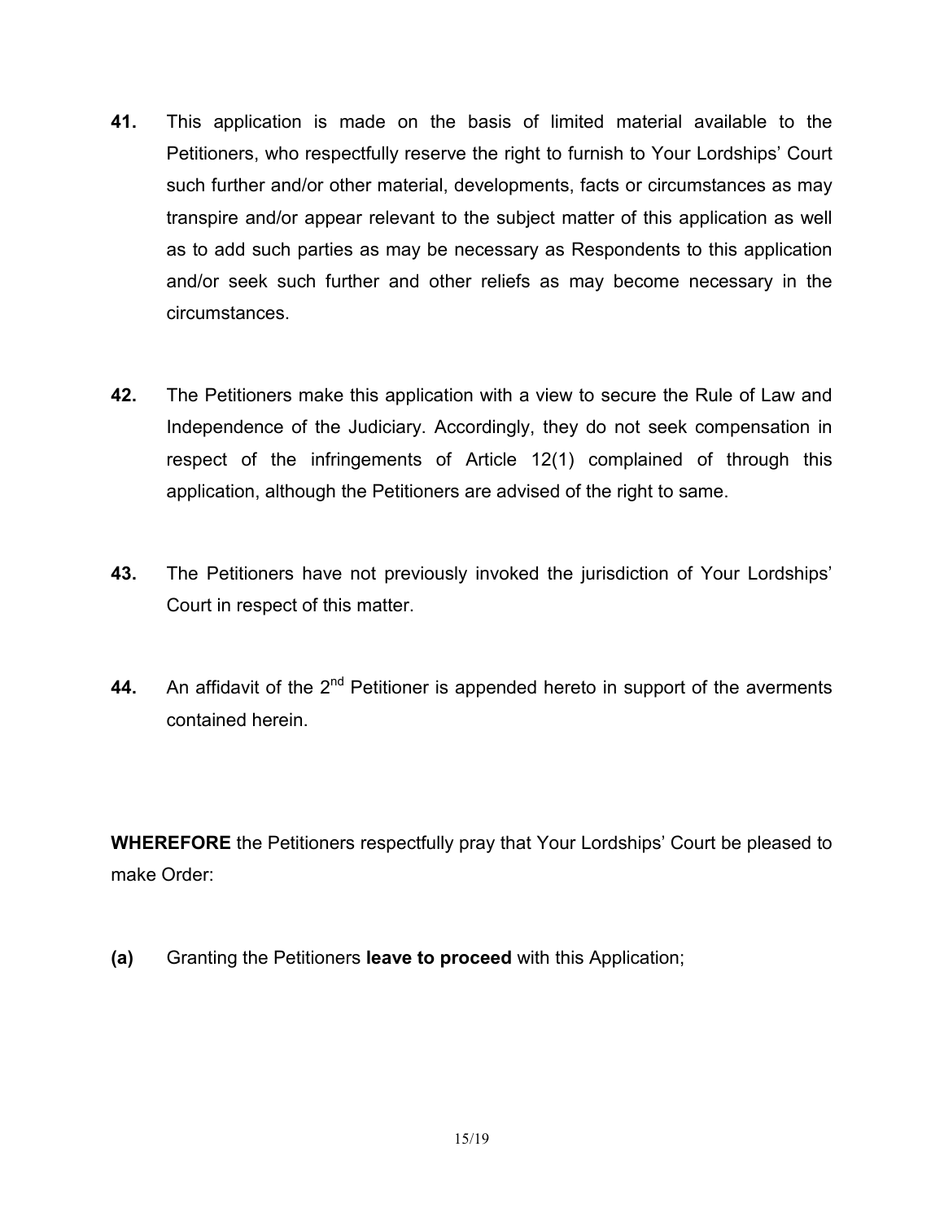**41.** This application is made on the basis of limited material available to the Petitioners, who respectfully reserve the right to furnish to Your Lordships' Court such further and/or other material, developments, facts or circumstances as may transpire and/or appear relevant to the subject matter of this application as well as to add such parties as may be necessary as Respondents to this application and/or seek such further and other reliefs as may become necessary in the circumstances.

**42.** The Petitioners make this application with a view to secure the Rule of Law and Independence of the Judiciary. Accordingly, they do not seek compensation in respect of the infringements of Article 12(1) complained of through this application, although the Petitioners are advised of the right to same.

**43.** The Petitioners have not previously invoked the jurisdiction of Your Lordships' Court in respect of this matter.

**44.** An affidavit of the 2nd Petitioner is appended hereto in support of the averments contained herein.

**WHEREFORE** the Petitioners respectfully pray that Your Lordships' Court be pleased to make Order:

**(a)** Granting the Petitioners **leave to proceed** with this Application;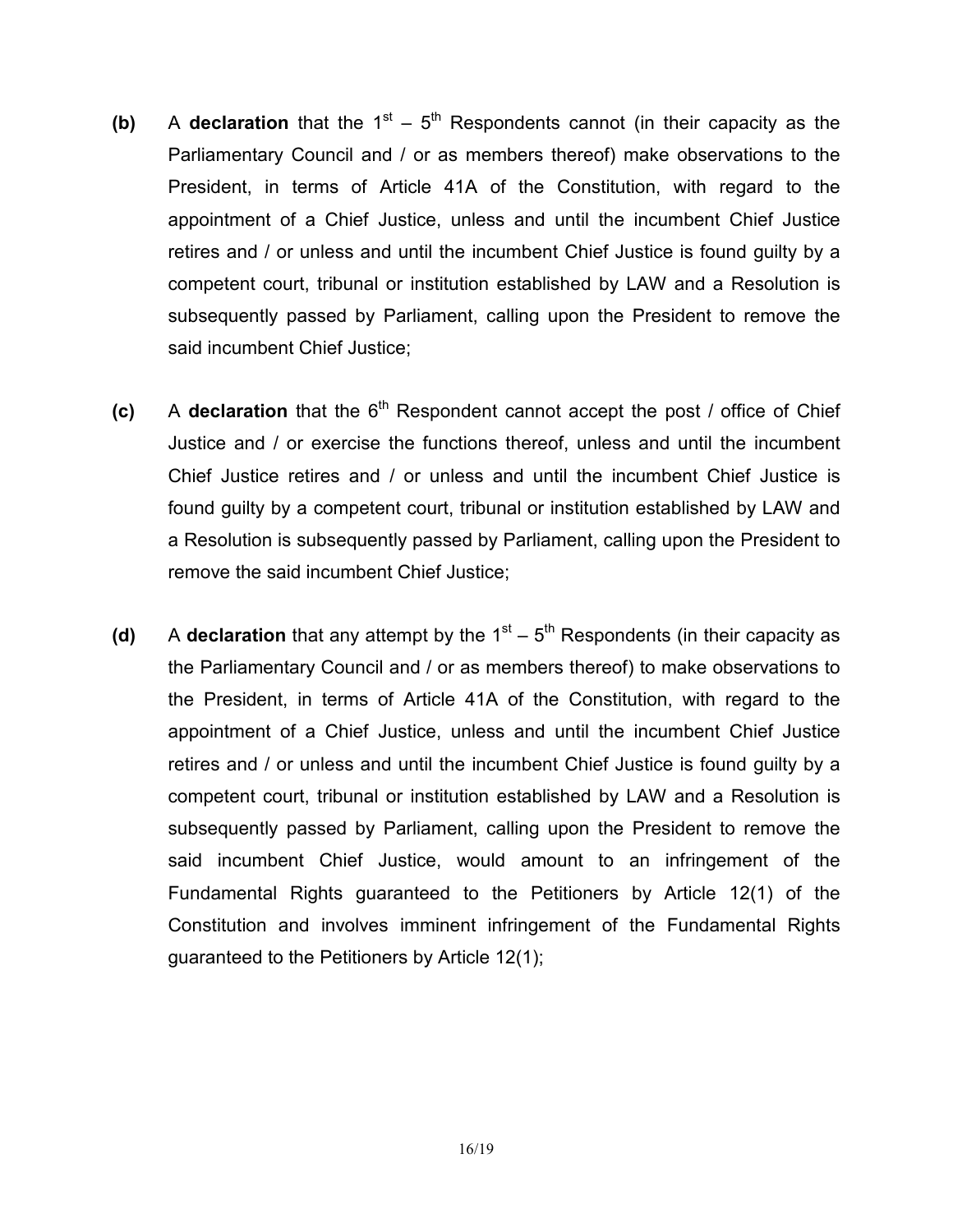**(b)** A **declaration** that the 1st – 5th Respondents cannot (in their capacity as the Parliamentary Council and / or as members thereof) make observations to the President, in terms of Article 41A of the Constitution, with regard to the appointment of a Chief Justice, unless and until the incumbent Chief Justice retires and / or unless and until the incumbent Chief Justice is found guilty by a competent court, tribunal or institution established by LAW and a Resolution is subsequently passed by Parliament, calling upon the President to remove the said incumbent Chief Justice;

**(c)** A **declaration** that the 6th Respondent cannot accept the post / office of Chief Justice and / or exercise the functions thereof, unless and until the incumbent Chief Justice retires and / or unless and until the incumbent Chief Justice is found guilty by a competent court, tribunal or institution established by LAW and a Resolution is subsequently passed by Parliament, calling upon the President to remove the said incumbent Chief Justice;

**(d)** A **declaration** that any attempt by the 1st – 5th Respondents (in their capacity as the Parliamentary Council and / or as members thereof) to make observations to the President, in terms of Article 41A of the Constitution, with regard to the appointment of a Chief Justice, unless and until the incumbent Chief Justice retires and / or unless and until the incumbent Chief Justice is found guilty by a competent court, tribunal or institution established by LAW and a Resolution is subsequently passed by Parliament, calling upon the President to remove the said incumbent Chief Justice, would amount to an infringement of the Fundamental Rights guaranteed to the Petitioners by Article 12(1) of the Constitution and involves imminent infringement of the Fundamental Rights guaranteed to the Petitioners by Article 12(1);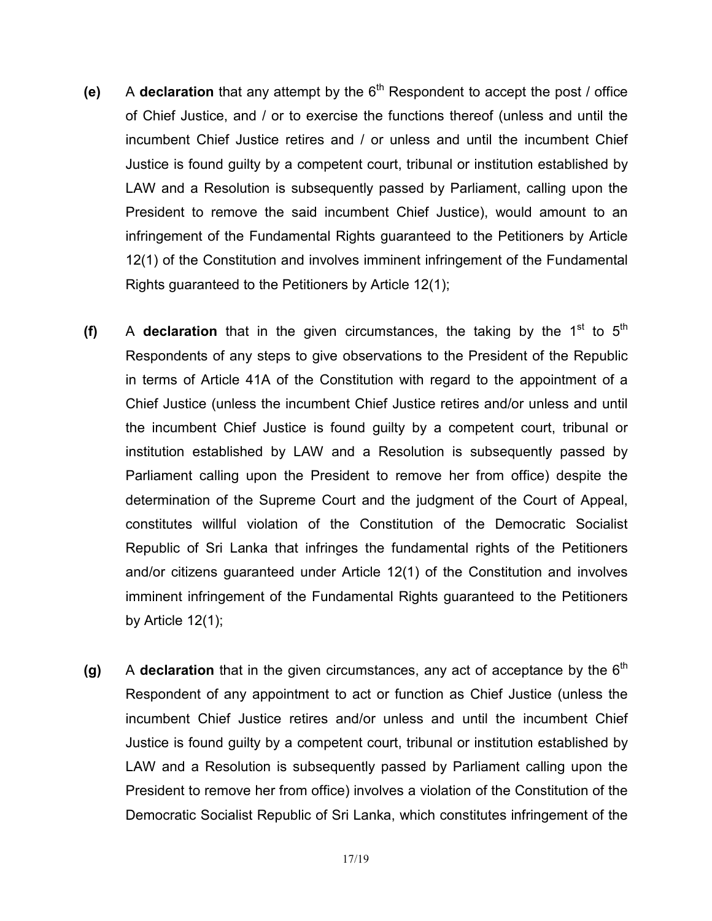**(e)** A **declaration** that any attempt by the 6th Respondent to accept the post / office of Chief Justice, and / or to exercise the functions thereof (unless and until the incumbent Chief Justice retires and / or unless and until the incumbent Chief Justice is found guilty by a competent court, tribunal or institution established by LAW and a Resolution is subsequently passed by Parliament, calling upon the President to remove the said incumbent Chief Justice), would amount to an infringement of the Fundamental Rights guaranteed to the Petitioners by Article 12(1) of the Constitution and involves imminent infringement of the Fundamental Rights guaranteed to the Petitioners by Article 12(1);

**(f)** A **declaration** that in the given circumstances, the taking by the 1st to 5th Respondents of any steps to give observations to the President of the Republic in terms of Article 41A of the Constitution with regard to the appointment of a Chief Justice (unless the incumbent Chief Justice retires and/or unless and until the incumbent Chief Justice is found guilty by a competent court, tribunal or institution established by LAW and a Resolution is subsequently passed by Parliament calling upon the President to remove her from office) despite the determination of the Supreme Court and the judgment of the Court of Appeal, constitutes willful violation of the Constitution of the Democratic Socialist Republic of Sri Lanka that infringes the fundamental rights of the Petitioners and/or citizens guaranteed under Article 12(1) of the Constitution and involves imminent infringement of the Fundamental Rights guaranteed to the Petitioners by Article 12(1);

**(g)** A **declaration** that in the given circumstances, any act of acceptance by the 6th Respondent of any appointment to act or function as Chief Justice (unless the incumbent Chief Justice retires and/or unless and until the incumbent Chief Justice is found guilty by a competent court, tribunal or institution established by LAW and a Resolution is subsequently passed by Parliament calling upon the President to remove her from office) involves a violation of the Constitution of the Democratic Socialist Republic of Sri Lanka, which constitutes infringement of the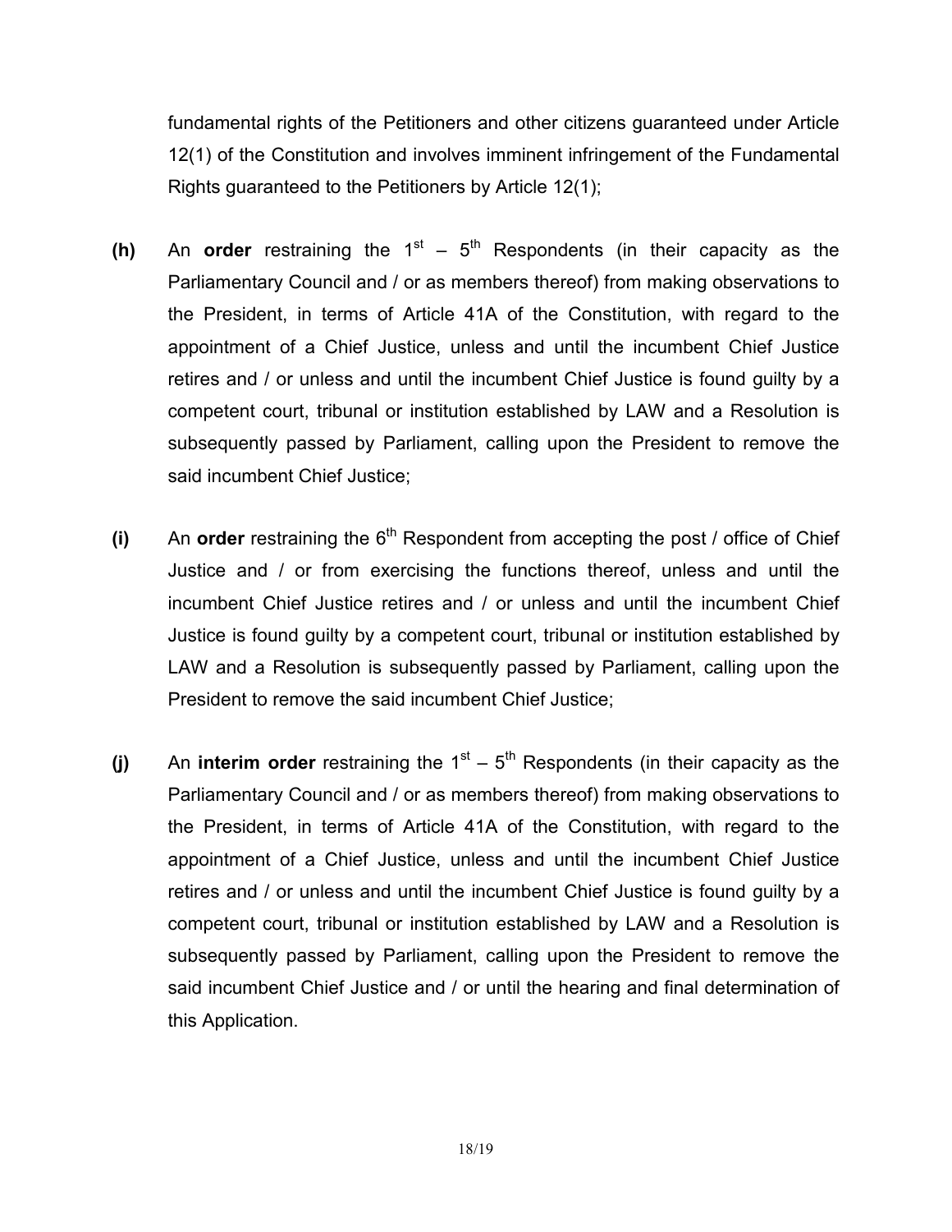fundamental rights of the Petitioners and other citizens guaranteed under Article 12(1) of the Constitution and involves imminent infringement of the Fundamental Rights guaranteed to the Petitioners by Article 12(1);

**(h)** An **order** restraining the 1st – 5th Respondents (in their capacity as the Parliamentary Council and / or as members thereof) from making observations to the President, in terms of Article 41A of the Constitution, with regard to the appointment of a Chief Justice, unless and until the incumbent Chief Justice retires and / or unless and until the incumbent Chief Justice is found guilty by a competent court, tribunal or institution established by LAW and a Resolution is subsequently passed by Parliament, calling upon the President to remove the said incumbent Chief Justice;

**(i)** An **order** restraining the 6th Respondent from accepting the post / office of Chief Justice and / or from exercising the functions thereof, unless and until the incumbent Chief Justice retires and / or unless and until the incumbent Chief Justice is found guilty by a competent court, tribunal or institution established by LAW and a Resolution is subsequently passed by Parliament, calling upon the President to remove the said incumbent Chief Justice;

**(j)** An **interim order** restraining the 1st – 5th Respondents (in their capacity as the Parliamentary Council and / or as members thereof) from making observations to the President, in terms of Article 41A of the Constitution, with regard to the appointment of a Chief Justice, unless and until the incumbent Chief Justice retires and / or unless and until the incumbent Chief Justice is found guilty by a competent court, tribunal or institution established by LAW and a Resolution is subsequently passed by Parliament, calling upon the President to remove the said incumbent Chief Justice and / or until the hearing and final determination of this Application.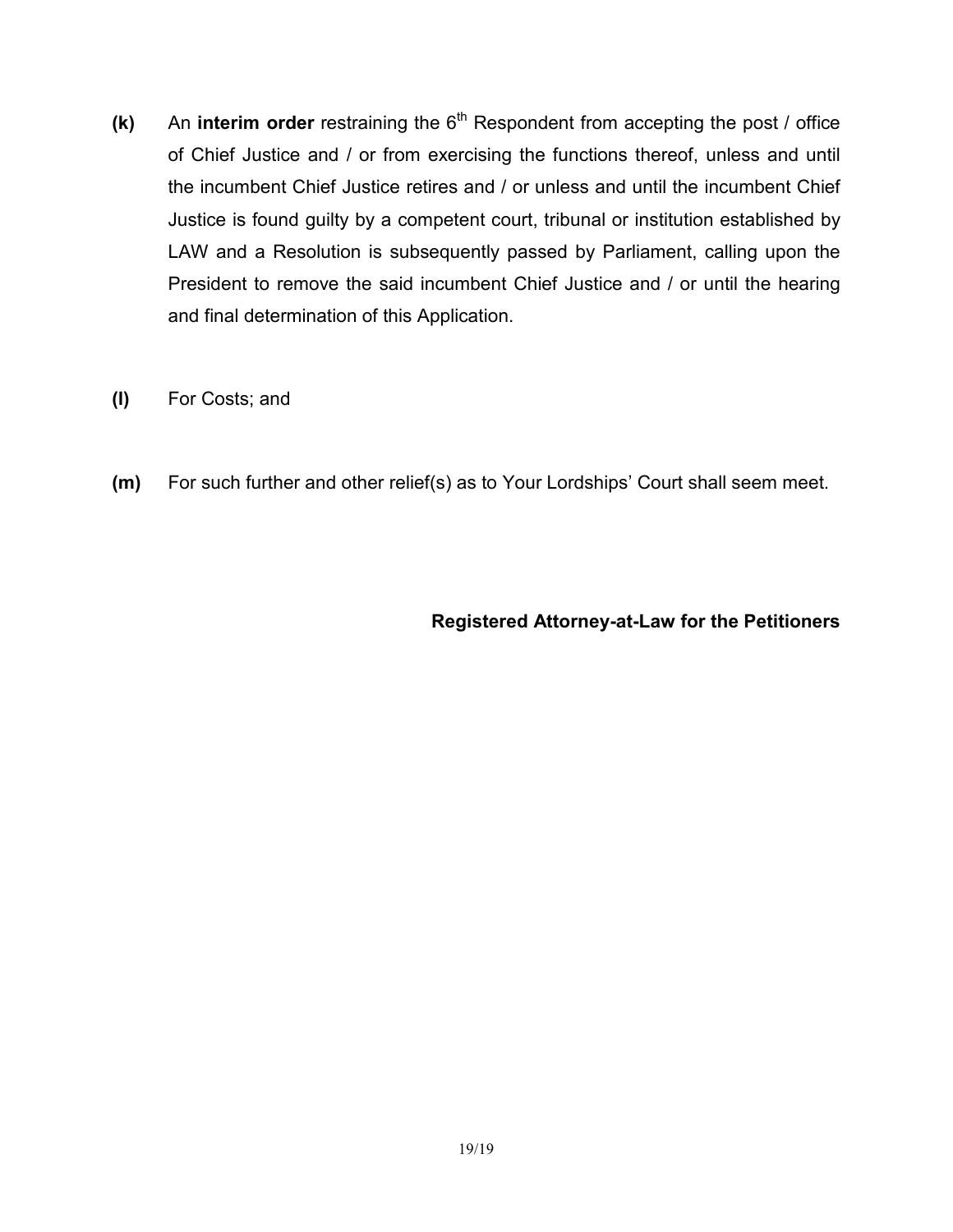**(k)** An **interim order** restraining the 6th Respondent from accepting the post / office of Chief Justice and / or from exercising the functions thereof, unless and until the incumbent Chief Justice retires and / or unless and until the incumbent Chief Justice is found guilty by a competent court, tribunal or institution established by LAW and a Resolution is subsequently passed by Parliament, calling upon the President to remove the said incumbent Chief Justice and / or until the hearing and final determination of this Application.

**(l)** For Costs; and

**(m)** For such further and other relief(s) as to Your Lordships' Court shall seem meet.

**Registered Attorney-at-Law for the Petitioners**